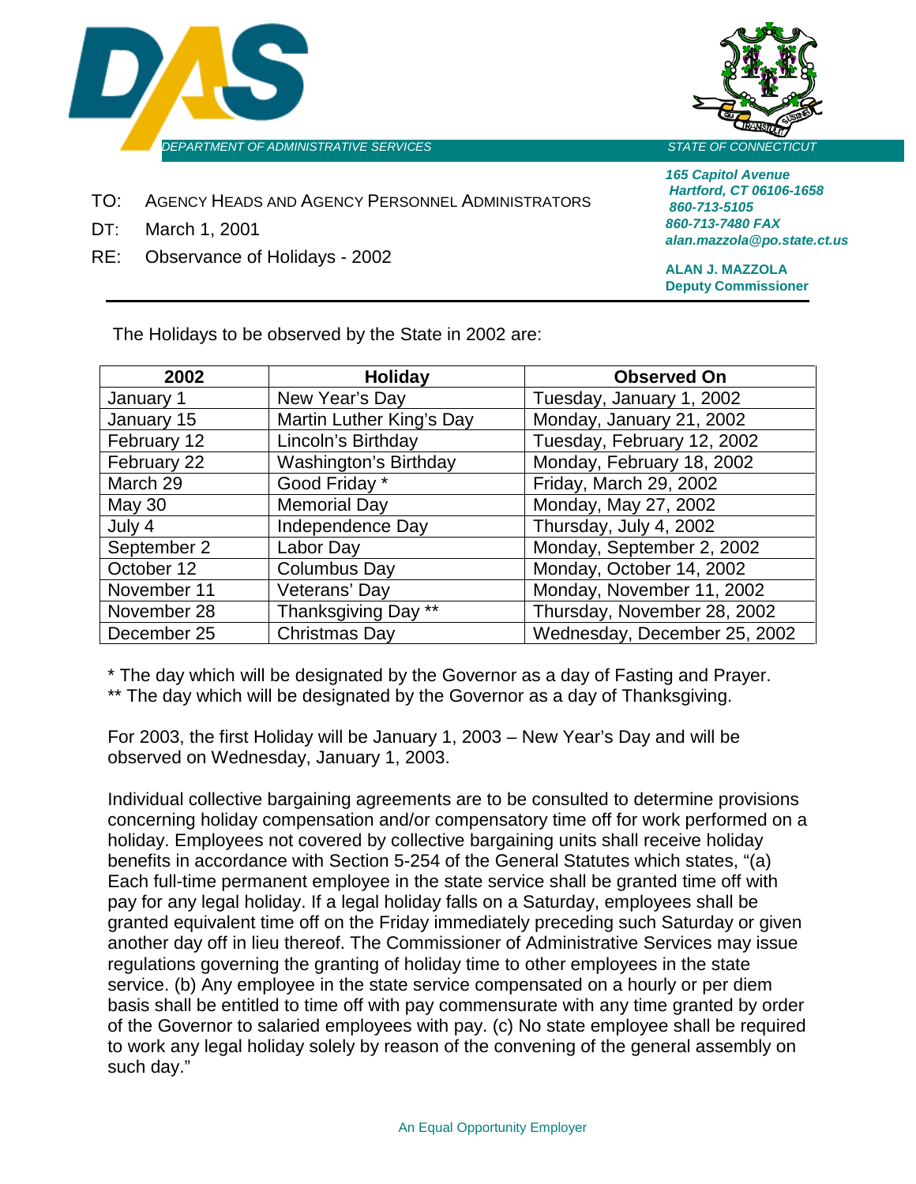DEPARTMENT OF ADMINISTRATIVE SERVICES

STATE OF CONNECTICUT

*165 Capitol Avenue*
*Hartford, CT 06106-1658*
*860-713-5105*
*860-713-7480 FAX*
*alan.mazzola@po.state.ct.us*

**ALAN J. MAZZOLA**
**Deputy Commissioner**

TO: AGENCY HEADS AND AGENCY PERSONNEL ADMINISTRATORS

DT: March 1, 2001

RE: Observance of Holidays - 2002

---

The Holidays to be observed by the State in 2002 are:

| 2002 | Holiday | Observed On |
|---|---|---|
| January 1 | New Year's Day | Tuesday, January 1, 2002 |
| January 15 | Martin Luther King's Day | Monday, January 21, 2002 |
| February 12 | Lincoln's Birthday | Tuesday, February 12, 2002 |
| February 22 | Washington's Birthday | Monday, February 18, 2002 |
| March 29 | Good Friday * | Friday, March 29, 2002 |
| May 30 | Memorial Day | Monday, May 27, 2002 |
| July 4 | Independence Day | Thursday, July 4, 2002 |
| September 2 | Labor Day | Monday, September 2, 2002 |
| October 12 | Columbus Day | Monday, October 14, 2002 |
| November 11 | Veterans' Day | Monday, November 11, 2002 |
| November 28 | Thanksgiving Day ** | Thursday, November 28, 2002 |
| December 25 | Christmas Day | Wednesday, December 25, 2002 |

* The day which will be designated by the Governor as a day of Fasting and Prayer.
** The day which will be designated by the Governor as a day of Thanksgiving.

For 2003, the first Holiday will be January 1, 2003 – New Year's Day and will be observed on Wednesday, January 1, 2003.

Individual collective bargaining agreements are to be consulted to determine provisions concerning holiday compensation and/or compensatory time off for work performed on a holiday. Employees not covered by collective bargaining units shall receive holiday benefits in accordance with Section 5-254 of the General Statutes which states, "(a) Each full-time permanent employee in the state service shall be granted time off with pay for any legal holiday. If a legal holiday falls on a Saturday, employees shall be granted equivalent time off on the Friday immediately preceding such Saturday or given another day off in lieu thereof. The Commissioner of Administrative Services may issue regulations governing the granting of holiday time to other employees in the state service. (b) Any employee in the state service compensated on a hourly or per diem basis shall be entitled to time off with pay commensurate with any time granted by order of the Governor to salaried employees with pay. (c) No state employee shall be required to work any legal holiday solely by reason of the convening of the general assembly on such day."

An Equal Opportunity Employer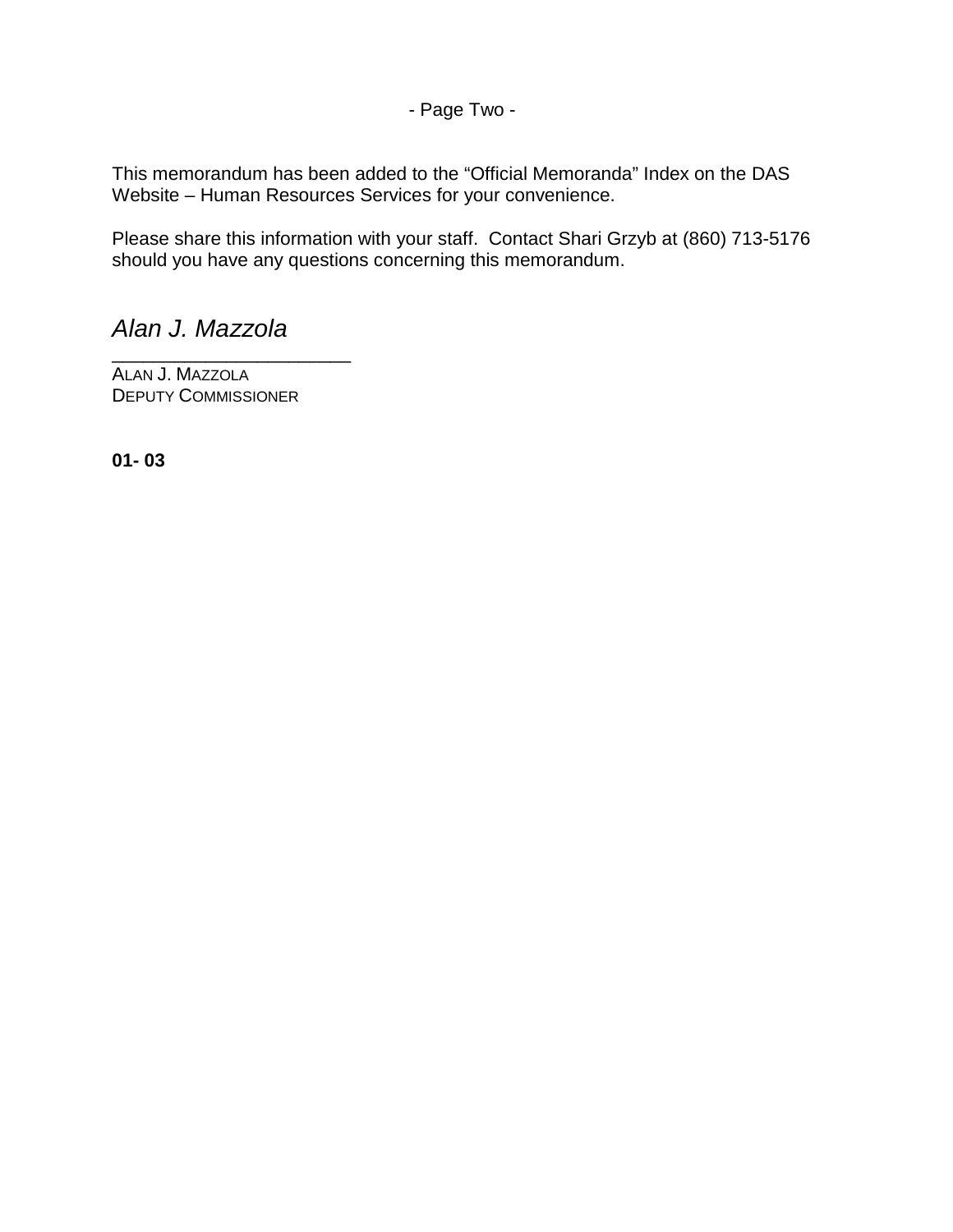This memorandum has been added to the "Official Memoranda" Index on the DAS Website – Human Resources Services for your convenience.

Please share this information with your staff. Contact Shari Grzyb at (860) 713-5176 should you have any questions concerning this memorandum.

*Alan J. Mazzola*

\_\_\_\_\_\_\_\_\_\_\_\_\_\_\_\_\_\_\_\_\_\_\_\_

ALAN J. MAZZOLA
DEPUTY COMMISSIONER

**01- 03**